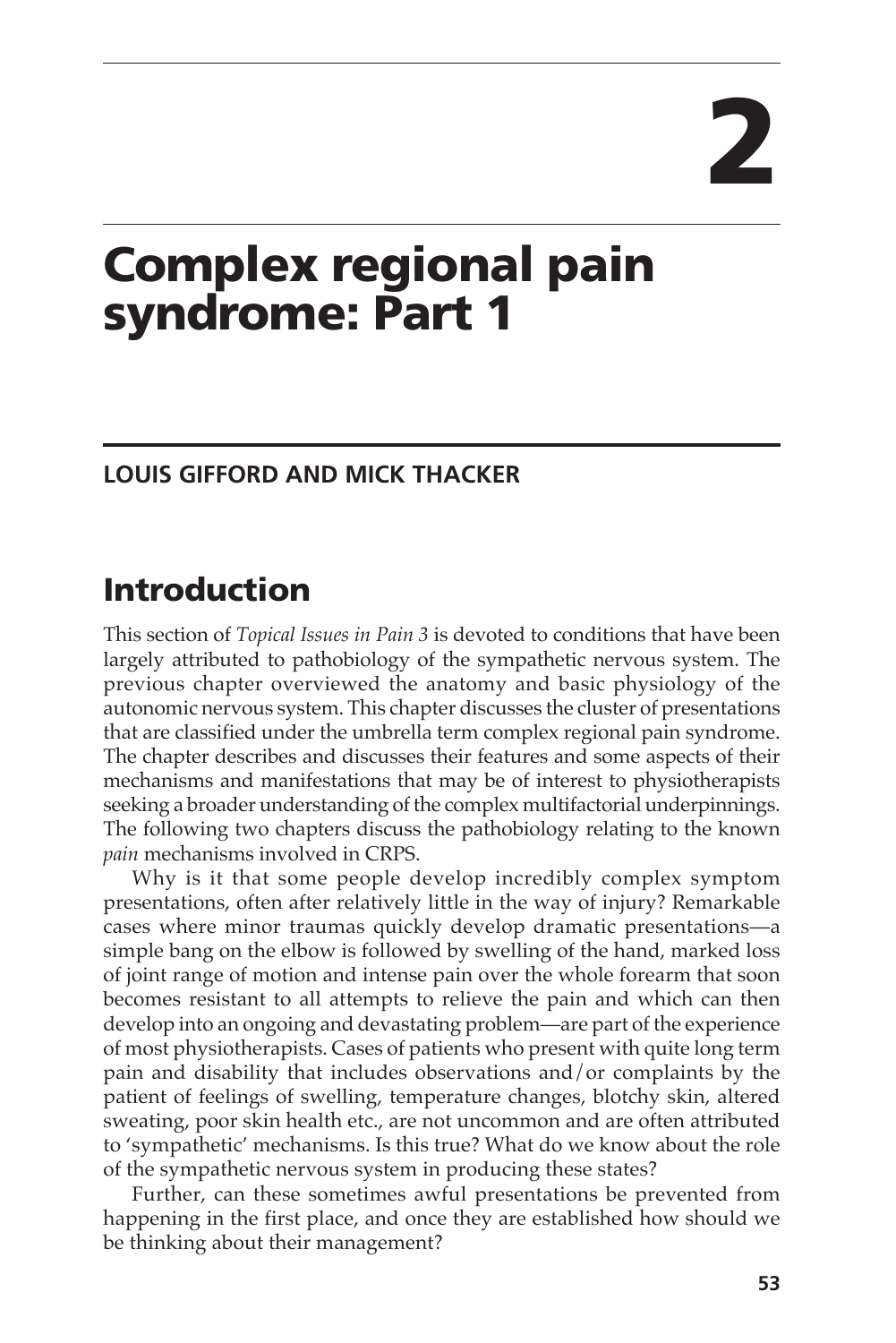# 2

# Complex regional pain syndrome: Part 1

**LOUIS GIFFORD AND MICK THACKER**

## Introduction

This section of *Topical Issues in Pain 3* is devoted to conditions that have been largely attributed to pathobiology of the sympathetic nervous system. The previous chapter overviewed the anatomy and basic physiology of the autonomic nervous system. This chapter discusses the cluster of presentations that are classified under the umbrella term complex regional pain syndrome. The chapter describes and discusses their features and some aspects of their mechanisms and manifestations that may be of interest to physiotherapists seeking a broader understanding of the complex multifactorial underpinnings. The following two chapters discuss the pathobiology relating to the known *pain* mechanisms involved in CRPS.

Why is it that some people develop incredibly complex symptom presentations, often after relatively little in the way of injury? Remarkable cases where minor traumas quickly develop dramatic presentations—a simple bang on the elbow is followed by swelling of the hand, marked loss of joint range of motion and intense pain over the whole forearm that soon becomes resistant to all attempts to relieve the pain and which can then develop into an ongoing and devastating problem—are part of the experience of most physiotherapists. Cases of patients who present with quite long term pain and disability that includes observations and/or complaints by the patient of feelings of swelling, temperature changes, blotchy skin, altered sweating, poor skin health etc., are not uncommon and are often attributed to 'sympathetic' mechanisms. Is this true? What do we know about the role of the sympathetic nervous system in producing these states?

Further, can these sometimes awful presentations be prevented from happening in the first place, and once they are established how should we be thinking about their management?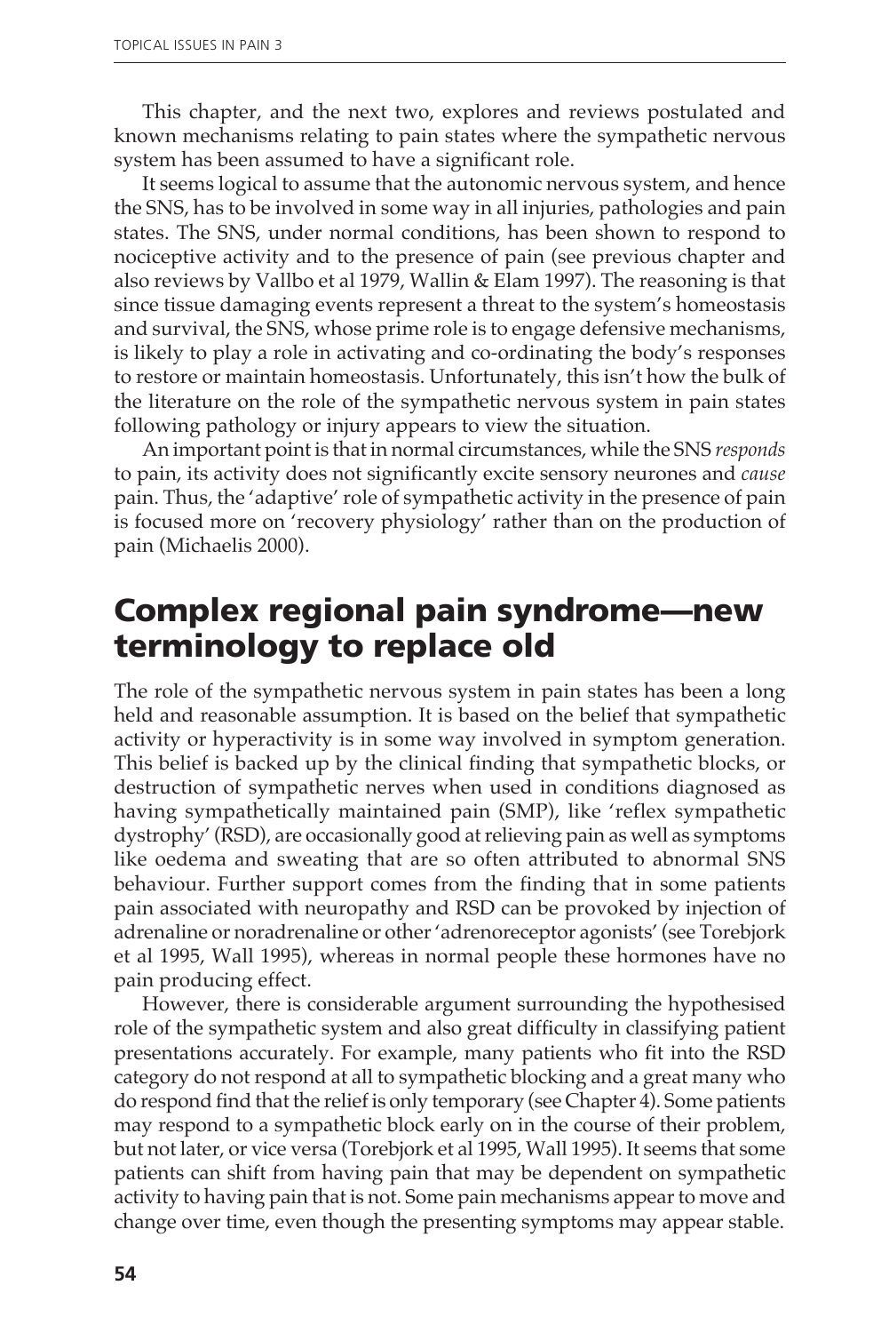This chapter, and the next two, explores and reviews postulated and known mechanisms relating to pain states where the sympathetic nervous system has been assumed to have a significant role.

It seems logical to assume that the autonomic nervous system, and hence the SNS, has to be involved in some way in all injuries, pathologies and pain states. The SNS, under normal conditions, has been shown to respond to nociceptive activity and to the presence of pain (see previous chapter and also reviews by Vallbo et al 1979, Wallin & Elam 1997). The reasoning is that since tissue damaging events represent a threat to the system's homeostasis and survival, the SNS, whose prime role is to engage defensive mechanisms, is likely to play a role in activating and co-ordinating the body's responses to restore or maintain homeostasis. Unfortunately, this isn't how the bulk of the literature on the role of the sympathetic nervous system in pain states following pathology or injury appears to view the situation.

An important point is that in normal circumstances, while the SNS *responds* to pain, its activity does not significantly excite sensory neurones and *cause* pain. Thus, the 'adaptive' role of sympathetic activity in the presence of pain is focused more on 'recovery physiology' rather than on the production of pain (Michaelis 2000).

## Complex regional pain syndrome—new terminology to replace old

The role of the sympathetic nervous system in pain states has been a long held and reasonable assumption. It is based on the belief that sympathetic activity or hyperactivity is in some way involved in symptom generation. This belief is backed up by the clinical finding that sympathetic blocks, or destruction of sympathetic nerves when used in conditions diagnosed as having sympathetically maintained pain (SMP), like 'reflex sympathetic dystrophy' (RSD), are occasionally good at relieving pain as well as symptoms like oedema and sweating that are so often attributed to abnormal SNS behaviour. Further support comes from the finding that in some patients pain associated with neuropathy and RSD can be provoked by injection of adrenaline or noradrenaline or other 'adrenoreceptor agonists' (see Torebjork et al 1995, Wall 1995), whereas in normal people these hormones have no pain producing effect.

However, there is considerable argument surrounding the hypothesised role of the sympathetic system and also great difficulty in classifying patient presentations accurately. For example, many patients who fit into the RSD category do not respond at all to sympathetic blocking and a great many who do respond find that the relief is only temporary (see Chapter 4). Some patients may respond to a sympathetic block early on in the course of their problem, but not later, or vice versa (Torebjork et al 1995, Wall 1995). It seems that some patients can shift from having pain that may be dependent on sympathetic activity to having pain that is not. Some pain mechanisms appear to move and change over time, even though the presenting symptoms may appear stable.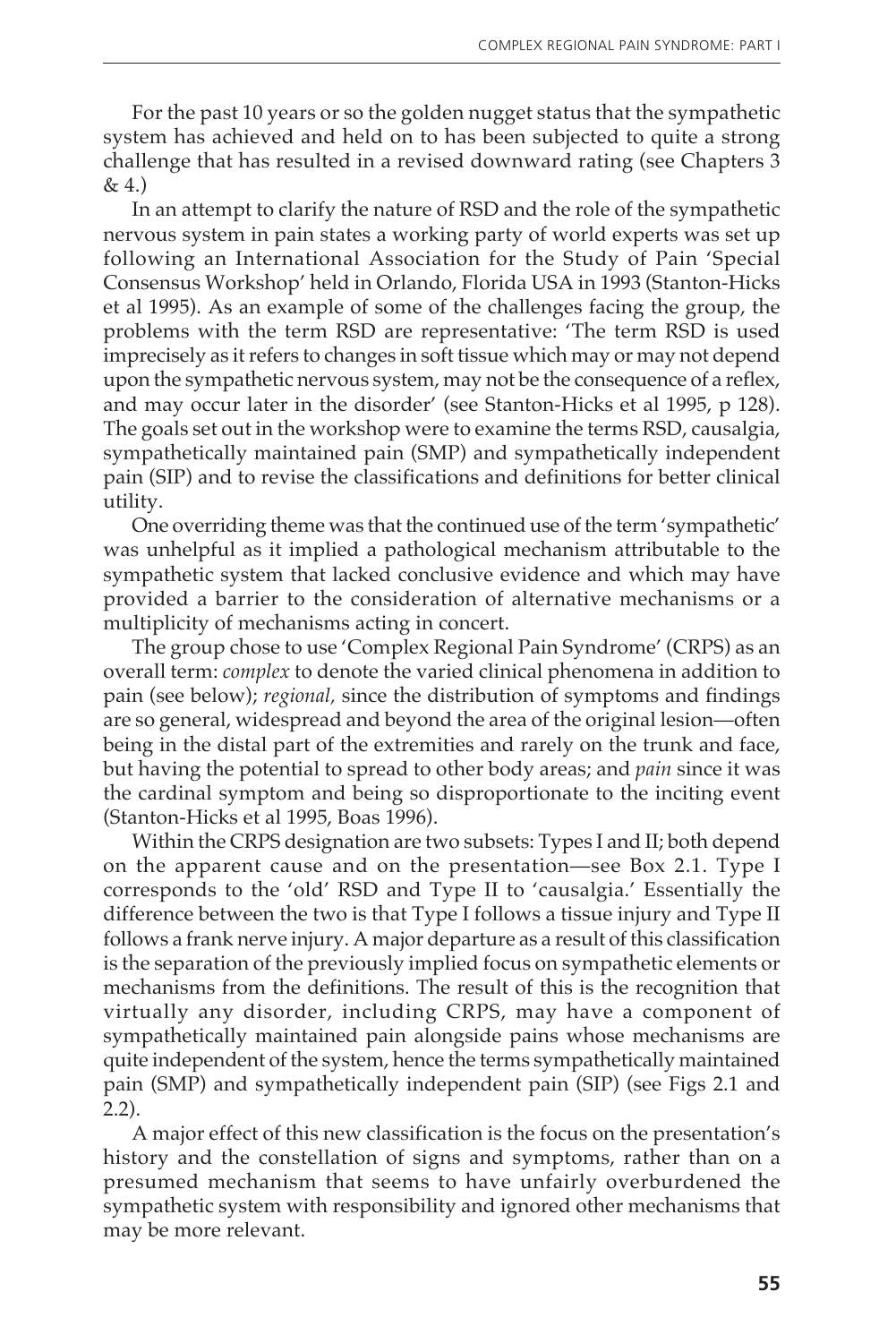For the past 10 years or so the golden nugget status that the sympathetic system has achieved and held on to has been subjected to quite a strong challenge that has resulted in a revised downward rating (see Chapters 3 & 4.)

In an attempt to clarify the nature of RSD and the role of the sympathetic nervous system in pain states a working party of world experts was set up following an International Association for the Study of Pain 'Special Consensus Workshop' held in Orlando, Florida USA in 1993 (Stanton-Hicks et al 1995). As an example of some of the challenges facing the group, the problems with the term RSD are representative: 'The term RSD is used imprecisely as it refers to changes in soft tissue which may or may not depend upon the sympathetic nervous system, may not be the consequence of a reflex, and may occur later in the disorder' (see Stanton-Hicks et al 1995, p 128). The goals set out in the workshop were to examine the terms RSD, causalgia, sympathetically maintained pain (SMP) and sympathetically independent pain (SIP) and to revise the classifications and definitions for better clinical utility.

One overriding theme was that the continued use of the term 'sympathetic' was unhelpful as it implied a pathological mechanism attributable to the sympathetic system that lacked conclusive evidence and which may have provided a barrier to the consideration of alternative mechanisms or a multiplicity of mechanisms acting in concert.

The group chose to use 'Complex Regional Pain Syndrome' (CRPS) as an overall term: *complex* to denote the varied clinical phenomena in addition to pain (see below); *regional,* since the distribution of symptoms and findings are so general, widespread and beyond the area of the original lesion—often being in the distal part of the extremities and rarely on the trunk and face, but having the potential to spread to other body areas; and *pain* since it was the cardinal symptom and being so disproportionate to the inciting event (Stanton-Hicks et al 1995, Boas 1996).

Within the CRPS designation are two subsets: Types I and II; both depend on the apparent cause and on the presentation—see Box 2.1. Type I corresponds to the 'old' RSD and Type II to 'causalgia.' Essentially the difference between the two is that Type I follows a tissue injury and Type II follows a frank nerve injury. A major departure as a result of this classification is the separation of the previously implied focus on sympathetic elements or mechanisms from the definitions. The result of this is the recognition that virtually any disorder, including CRPS, may have a component of sympathetically maintained pain alongside pains whose mechanisms are quite independent of the system, hence the terms sympathetically maintained pain (SMP) and sympathetically independent pain (SIP) (see Figs 2.1 and 2.2).

A major effect of this new classification is the focus on the presentation's history and the constellation of signs and symptoms, rather than on a presumed mechanism that seems to have unfairly overburdened the sympathetic system with responsibility and ignored other mechanisms that may be more relevant.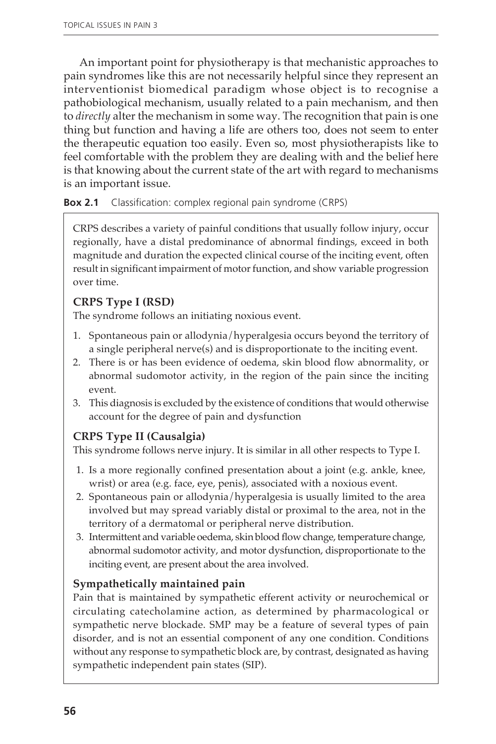An important point for physiotherapy is that mechanistic approaches to pain syndromes like this are not necessarily helpful since they represent an interventionist biomedical paradigm whose object is to recognise a pathobiological mechanism, usually related to a pain mechanism, and then to *directly* alter the mechanism in some way. The recognition that pain is one thing but function and having a life are others too, does not seem to enter the therapeutic equation too easily. Even so, most physiotherapists like to feel comfortable with the problem they are dealing with and the belief here is that knowing about the current state of the art with regard to mechanisms is an important issue.

**Box 2.1** Classification: complex regional pain syndrome (CRPS)

CRPS describes a variety of painful conditions that usually follow injury, occur regionally, have a distal predominance of abnormal findings, exceed in both magnitude and duration the expected clinical course of the inciting event, often result in significant impairment of motor function, and show variable progression over time.

**CRPS Type I (RSD)**

The syndrome follows an initiating noxious event.

1. Spontaneous pain or allodynia/hyperalgesia occurs beyond the territory of a single peripheral nerve(s) and is disproportionate to the inciting event.
2. There is or has been evidence of oedema, skin blood flow abnormality, or abnormal sudomotor activity, in the region of the pain since the inciting event.
3. This diagnosis is excluded by the existence of conditions that would otherwise account for the degree of pain and dysfunction

**CRPS Type II (Causalgia)**

This syndrome follows nerve injury. It is similar in all other respects to Type I.

1. Is a more regionally confined presentation about a joint (e.g. ankle, knee, wrist) or area (e.g. face, eye, penis), associated with a noxious event.
2. Spontaneous pain or allodynia/hyperalgesia is usually limited to the area involved but may spread variably distal or proximal to the area, not in the territory of a dermatomal or peripheral nerve distribution.
3. Intermittent and variable oedema, skin blood flow change, temperature change, abnormal sudomotor activity, and motor dysfunction, disproportionate to the inciting event, are present about the area involved.

**Sympathetically maintained pain**

Pain that is maintained by sympathetic efferent activity or neurochemical or circulating catecholamine action, as determined by pharmacological or sympathetic nerve blockade. SMP may be a feature of several types of pain disorder, and is not an essential component of any one condition. Conditions without any response to sympathetic block are, by contrast, designated as having sympathetic independent pain states (SIP).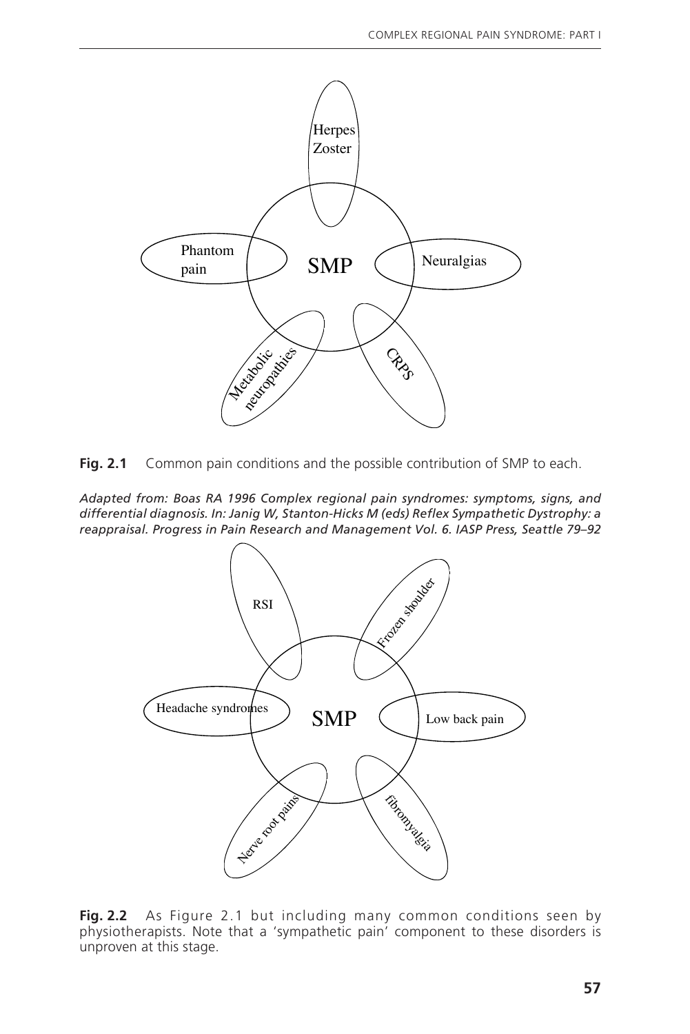**Fig. 2.1** Common pain conditions and the possible contribution of SMP to each.

*Adapted from: Boas RA 1996 Complex regional pain syndromes: symptoms, signs, and differential diagnosis. In: Janig W, Stanton-Hicks M (eds) Reflex Sympathetic Dystrophy: a reappraisal. Progress in Pain Research and Management Vol. 6. IASP Press, Seattle 79–92*

**Fig. 2.2** As Figure 2.1 but including many common conditions seen by physiotherapists. Note that a 'sympathetic pain' component to these disorders is unproven at this stage.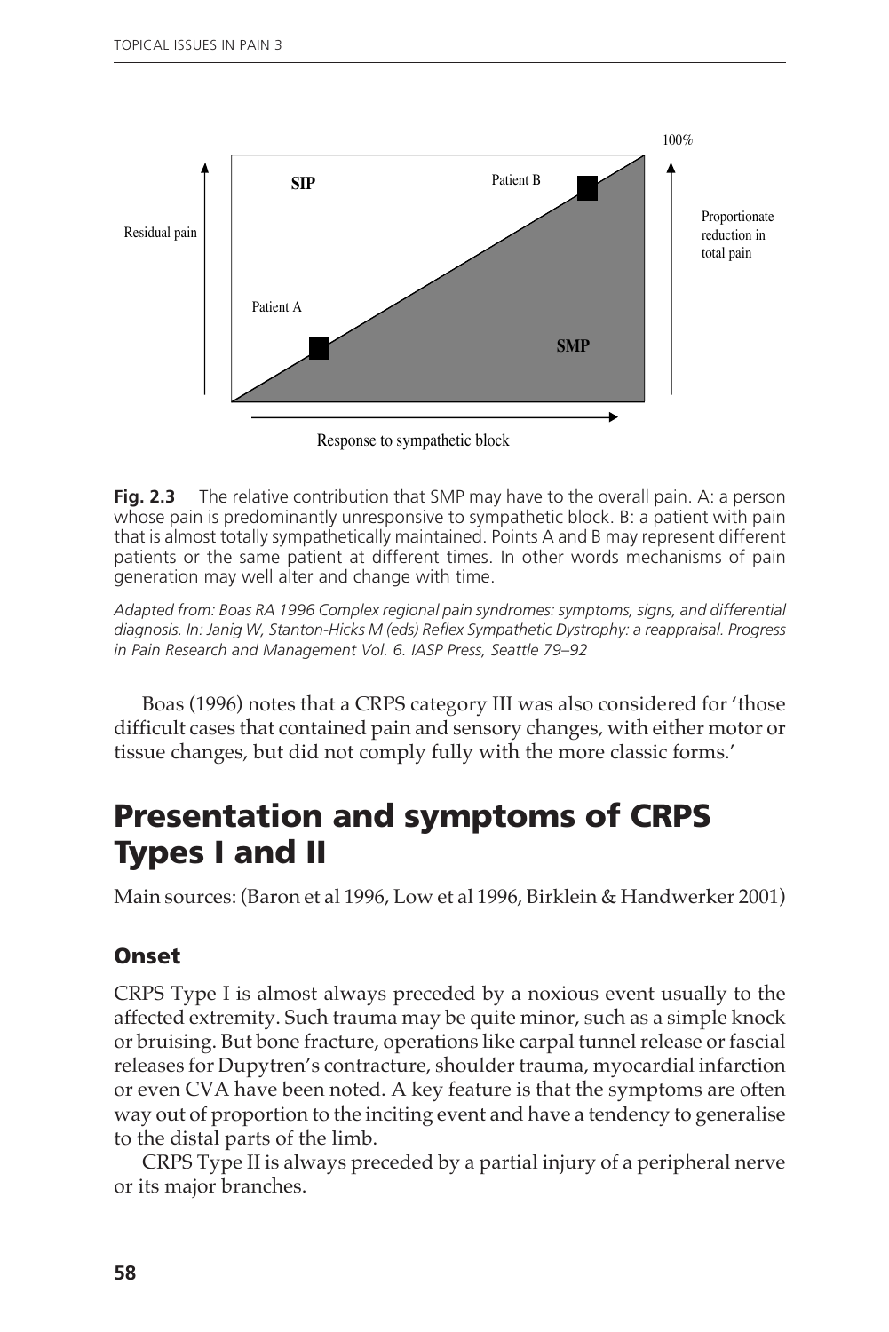**Fig. 2.3** The relative contribution that SMP may have to the overall pain. A: a person whose pain is predominantly unresponsive to sympathetic block. B: a patient with pain that is almost totally sympathetically maintained. Points A and B may represent different patients or the same patient at different times. In other words mechanisms of pain generation may well alter and change with time.

*Adapted from: Boas RA 1996 Complex regional pain syndromes: symptoms, signs, and differential diagnosis. In: Janig W, Stanton-Hicks M (eds) Reflex Sympathetic Dystrophy: a reappraisal. Progress in Pain Research and Management Vol. 6. IASP Press, Seattle 79–92*

Boas (1996) notes that a CRPS category III was also considered for 'those difficult cases that contained pain and sensory changes, with either motor or tissue changes, but did not comply fully with the more classic forms.'

# Presentation and symptoms of CRPS Types I and II

Main sources: (Baron et al 1996, Low et al 1996, Birklein & Handwerker 2001)

### Onset

CRPS Type I is almost always preceded by a noxious event usually to the affected extremity. Such trauma may be quite minor, such as a simple knock or bruising. But bone fracture, operations like carpal tunnel release or fascial releases for Dupytren's contracture, shoulder trauma, myocardial infarction or even CVA have been noted. A key feature is that the symptoms are often way out of proportion to the inciting event and have a tendency to generalise to the distal parts of the limb.

CRPS Type II is always preceded by a partial injury of a peripheral nerve or its major branches.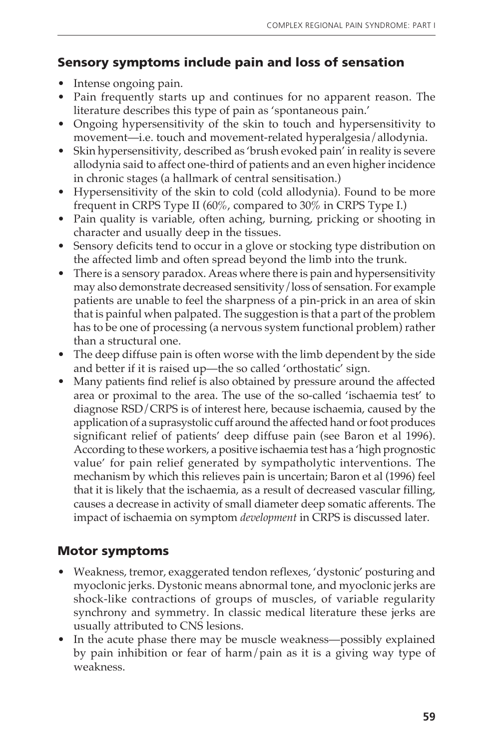## Sensory symptoms include pain and loss of sensation

- Intense ongoing pain.
- Pain frequently starts up and continues for no apparent reason. The literature describes this type of pain as 'spontaneous pain.'
- Ongoing hypersensitivity of the skin to touch and hypersensitivity to movement—i.e. touch and movement-related hyperalgesia/allodynia.
- Skin hypersensitivity, described as 'brush evoked pain' in reality is severe allodynia said to affect one-third of patients and an even higher incidence in chronic stages (a hallmark of central sensitisation.)
- Hypersensitivity of the skin to cold (cold allodynia). Found to be more frequent in CRPS Type II (60%, compared to 30% in CRPS Type I.)
- Pain quality is variable, often aching, burning, pricking or shooting in character and usually deep in the tissues.
- Sensory deficits tend to occur in a glove or stocking type distribution on the affected limb and often spread beyond the limb into the trunk.
- There is a sensory paradox. Areas where there is pain and hypersensitivity may also demonstrate decreased sensitivity/loss of sensation. For example patients are unable to feel the sharpness of a pin-prick in an area of skin that is painful when palpated. The suggestion is that a part of the problem has to be one of processing (a nervous system functional problem) rather than a structural one.
- The deep diffuse pain is often worse with the limb dependent by the side and better if it is raised up—the so called 'orthostatic' sign.
- Many patients find relief is also obtained by pressure around the affected area or proximal to the area. The use of the so-called 'ischaemia test' to diagnose RSD/CRPS is of interest here, because ischaemia, caused by the application of a suprasystolic cuff around the affected hand or foot produces significant relief of patients' deep diffuse pain (see Baron et al 1996). According to these workers, a positive ischaemia test has a 'high prognostic value' for pain relief generated by sympatholytic interventions. The mechanism by which this relieves pain is uncertain; Baron et al (1996) feel that it is likely that the ischaemia, as a result of decreased vascular filling, causes a decrease in activity of small diameter deep somatic afferents. The impact of ischaemia on symptom *development* in CRPS is discussed later.

## Motor symptoms

- Weakness, tremor, exaggerated tendon reflexes, 'dystonic' posturing and myoclonic jerks. Dystonic means abnormal tone, and myoclonic jerks are shock-like contractions of groups of muscles, of variable regularity synchrony and symmetry. In classic medical literature these jerks are usually attributed to CNS lesions.
- In the acute phase there may be muscle weakness—possibly explained by pain inhibition or fear of harm/pain as it is a giving way type of weakness.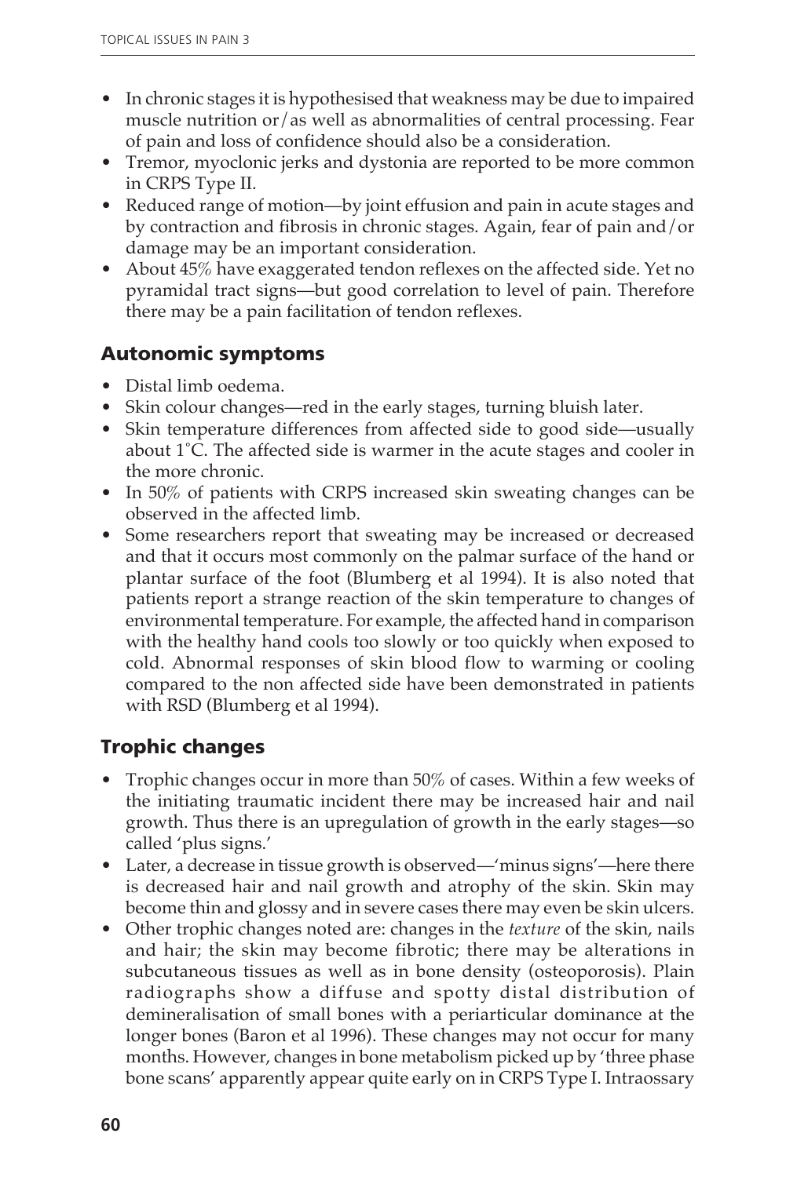- In chronic stages it is hypothesised that weakness may be due to impaired muscle nutrition or/as well as abnormalities of central processing. Fear of pain and loss of confidence should also be a consideration.
- Tremor, myoclonic jerks and dystonia are reported to be more common in CRPS Type II.
- Reduced range of motion—by joint effusion and pain in acute stages and by contraction and fibrosis in chronic stages. Again, fear of pain and/or damage may be an important consideration.
- About 45% have exaggerated tendon reflexes on the affected side. Yet no pyramidal tract signs—but good correlation to level of pain. Therefore there may be a pain facilitation of tendon reflexes.

## Autonomic symptoms

- Distal limb oedema.
- Skin colour changes—red in the early stages, turning bluish later.
- Skin temperature differences from affected side to good side—usually about 1˚C. The affected side is warmer in the acute stages and cooler in the more chronic.
- In 50% of patients with CRPS increased skin sweating changes can be observed in the affected limb.
- Some researchers report that sweating may be increased or decreased and that it occurs most commonly on the palmar surface of the hand or plantar surface of the foot (Blumberg et al 1994). It is also noted that patients report a strange reaction of the skin temperature to changes of environmental temperature. For example, the affected hand in comparison with the healthy hand cools too slowly or too quickly when exposed to cold. Abnormal responses of skin blood flow to warming or cooling compared to the non affected side have been demonstrated in patients with RSD (Blumberg et al 1994).

## Trophic changes

- Trophic changes occur in more than 50% of cases. Within a few weeks of the initiating traumatic incident there may be increased hair and nail growth. Thus there is an upregulation of growth in the early stages—so called 'plus signs.'
- Later, a decrease in tissue growth is observed—'minus signs'—here there is decreased hair and nail growth and atrophy of the skin. Skin may become thin and glossy and in severe cases there may even be skin ulcers.
- Other trophic changes noted are: changes in the *texture* of the skin, nails and hair; the skin may become fibrotic; there may be alterations in subcutaneous tissues as well as in bone density (osteoporosis). Plain radiographs show a diffuse and spotty distal distribution of demineralisation of small bones with a periarticular dominance at the longer bones (Baron et al 1996). These changes may not occur for many months. However, changes in bone metabolism picked up by 'three phase bone scans' apparently appear quite early on in CRPS Type I. Intraossary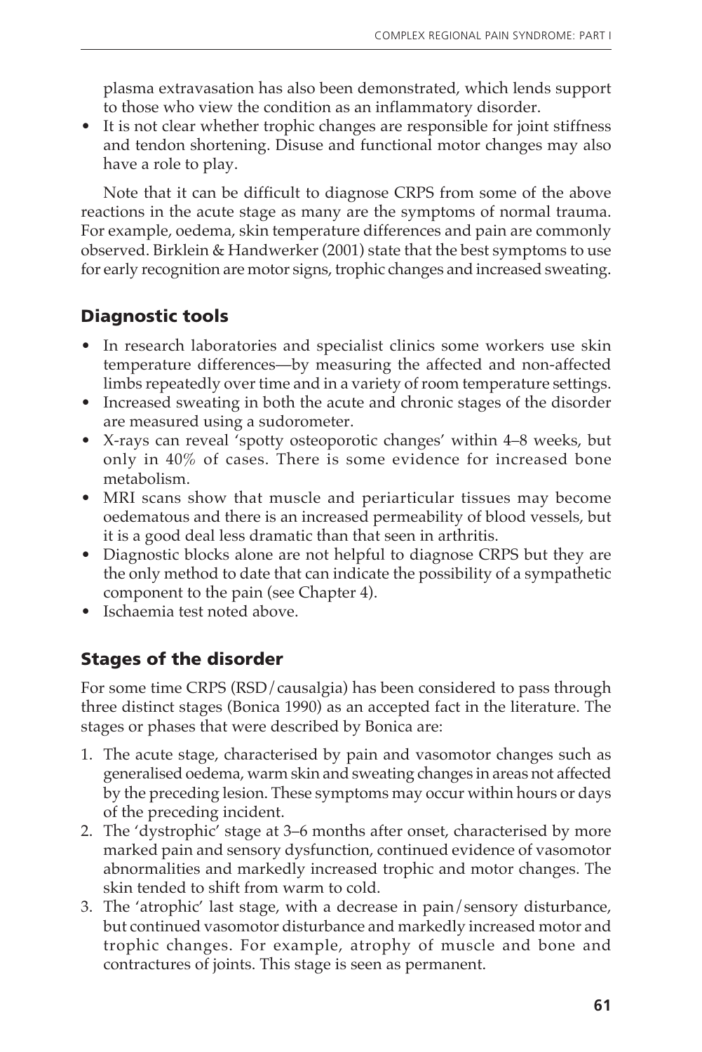plasma extravasation has also been demonstrated, which lends support to those who view the condition as an inflammatory disorder.

- It is not clear whether trophic changes are responsible for joint stiffness and tendon shortening. Disuse and functional motor changes may also have a role to play.

Note that it can be difficult to diagnose CRPS from some of the above reactions in the acute stage as many are the symptoms of normal trauma. For example, oedema, skin temperature differences and pain are commonly observed. Birklein & Handwerker (2001) state that the best symptoms to use for early recognition are motor signs, trophic changes and increased sweating.

## Diagnostic tools

- In research laboratories and specialist clinics some workers use skin temperature differences—by measuring the affected and non-affected limbs repeatedly over time and in a variety of room temperature settings.
- Increased sweating in both the acute and chronic stages of the disorder are measured using a sudorometer.
- X-rays can reveal 'spotty osteoporotic changes' within 4–8 weeks, but only in 40% of cases. There is some evidence for increased bone metabolism.
- MRI scans show that muscle and periarticular tissues may become oedematous and there is an increased permeability of blood vessels, but it is a good deal less dramatic than that seen in arthritis.
- Diagnostic blocks alone are not helpful to diagnose CRPS but they are the only method to date that can indicate the possibility of a sympathetic component to the pain (see Chapter 4).
- Ischaemia test noted above.

## Stages of the disorder

For some time CRPS (RSD/causalgia) has been considered to pass through three distinct stages (Bonica 1990) as an accepted fact in the literature. The stages or phases that were described by Bonica are:

1. The acute stage, characterised by pain and vasomotor changes such as generalised oedema, warm skin and sweating changes in areas not affected by the preceding lesion. These symptoms may occur within hours or days of the preceding incident.
2. The 'dystrophic' stage at 3–6 months after onset, characterised by more marked pain and sensory dysfunction, continued evidence of vasomotor abnormalities and markedly increased trophic and motor changes. The skin tended to shift from warm to cold.
3. The 'atrophic' last stage, with a decrease in pain/sensory disturbance, but continued vasomotor disturbance and markedly increased motor and trophic changes. For example, atrophy of muscle and bone and contractures of joints. This stage is seen as permanent.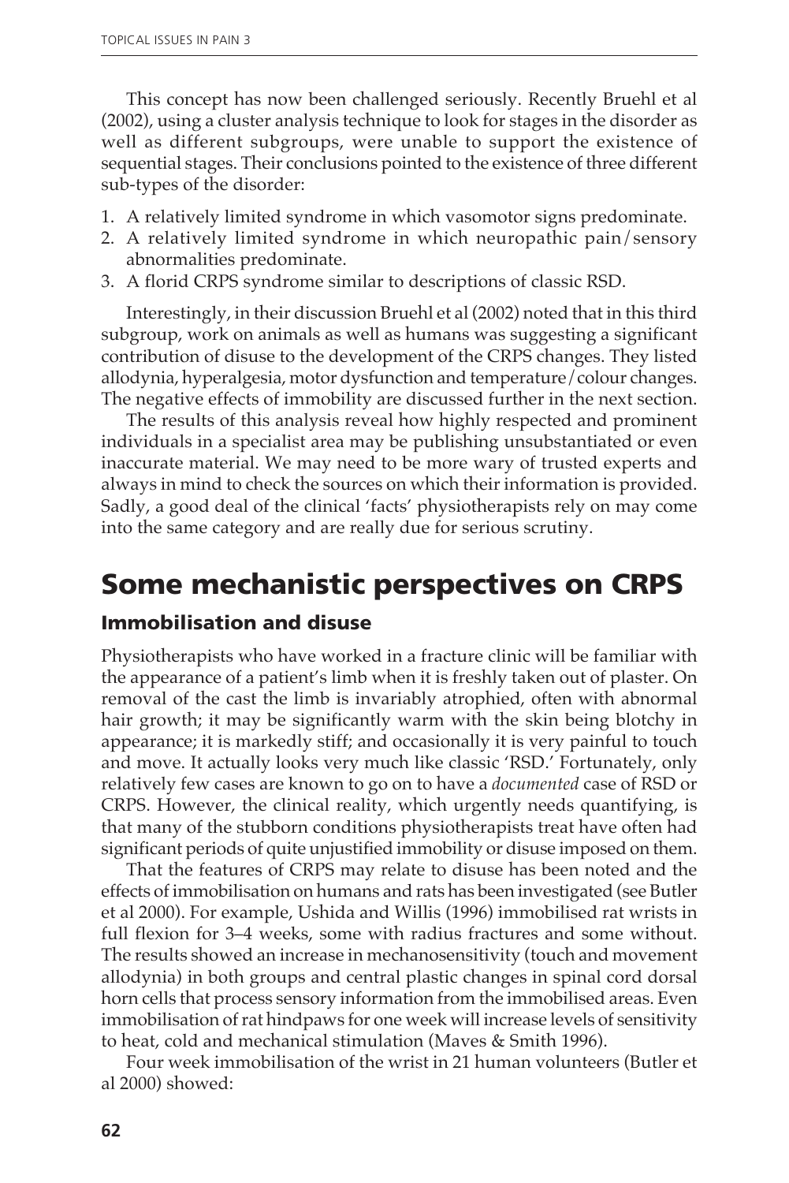This concept has now been challenged seriously. Recently Bruehl et al (2002), using a cluster analysis technique to look for stages in the disorder as well as different subgroups, were unable to support the existence of sequential stages. Their conclusions pointed to the existence of three different sub-types of the disorder:

1. A relatively limited syndrome in which vasomotor signs predominate.
2. A relatively limited syndrome in which neuropathic pain/sensory abnormalities predominate.
3. A florid CRPS syndrome similar to descriptions of classic RSD.

Interestingly, in their discussion Bruehl et al (2002) noted that in this third subgroup, work on animals as well as humans was suggesting a significant contribution of disuse to the development of the CRPS changes. They listed allodynia, hyperalgesia, motor dysfunction and temperature/colour changes. The negative effects of immobility are discussed further in the next section.

The results of this analysis reveal how highly respected and prominent individuals in a specialist area may be publishing unsubstantiated or even inaccurate material. We may need to be more wary of trusted experts and always in mind to check the sources on which their information is provided. Sadly, a good deal of the clinical 'facts' physiotherapists rely on may come into the same category and are really due for serious scrutiny.

# Some mechanistic perspectives on CRPS

## Immobilisation and disuse

Physiotherapists who have worked in a fracture clinic will be familiar with the appearance of a patient's limb when it is freshly taken out of plaster. On removal of the cast the limb is invariably atrophied, often with abnormal hair growth; it may be significantly warm with the skin being blotchy in appearance; it is markedly stiff; and occasionally it is very painful to touch and move. It actually looks very much like classic 'RSD.' Fortunately, only relatively few cases are known to go on to have a *documented* case of RSD or CRPS. However, the clinical reality, which urgently needs quantifying, is that many of the stubborn conditions physiotherapists treat have often had significant periods of quite unjustified immobility or disuse imposed on them.

That the features of CRPS may relate to disuse has been noted and the effects of immobilisation on humans and rats has been investigated (see Butler et al 2000). For example, Ushida and Willis (1996) immobilised rat wrists in full flexion for 3–4 weeks, some with radius fractures and some without. The results showed an increase in mechanosensitivity (touch and movement allodynia) in both groups and central plastic changes in spinal cord dorsal horn cells that process sensory information from the immobilised areas. Even immobilisation of rat hindpaws for one week will increase levels of sensitivity to heat, cold and mechanical stimulation (Maves & Smith 1996).

Four week immobilisation of the wrist in 21 human volunteers (Butler et al 2000) showed: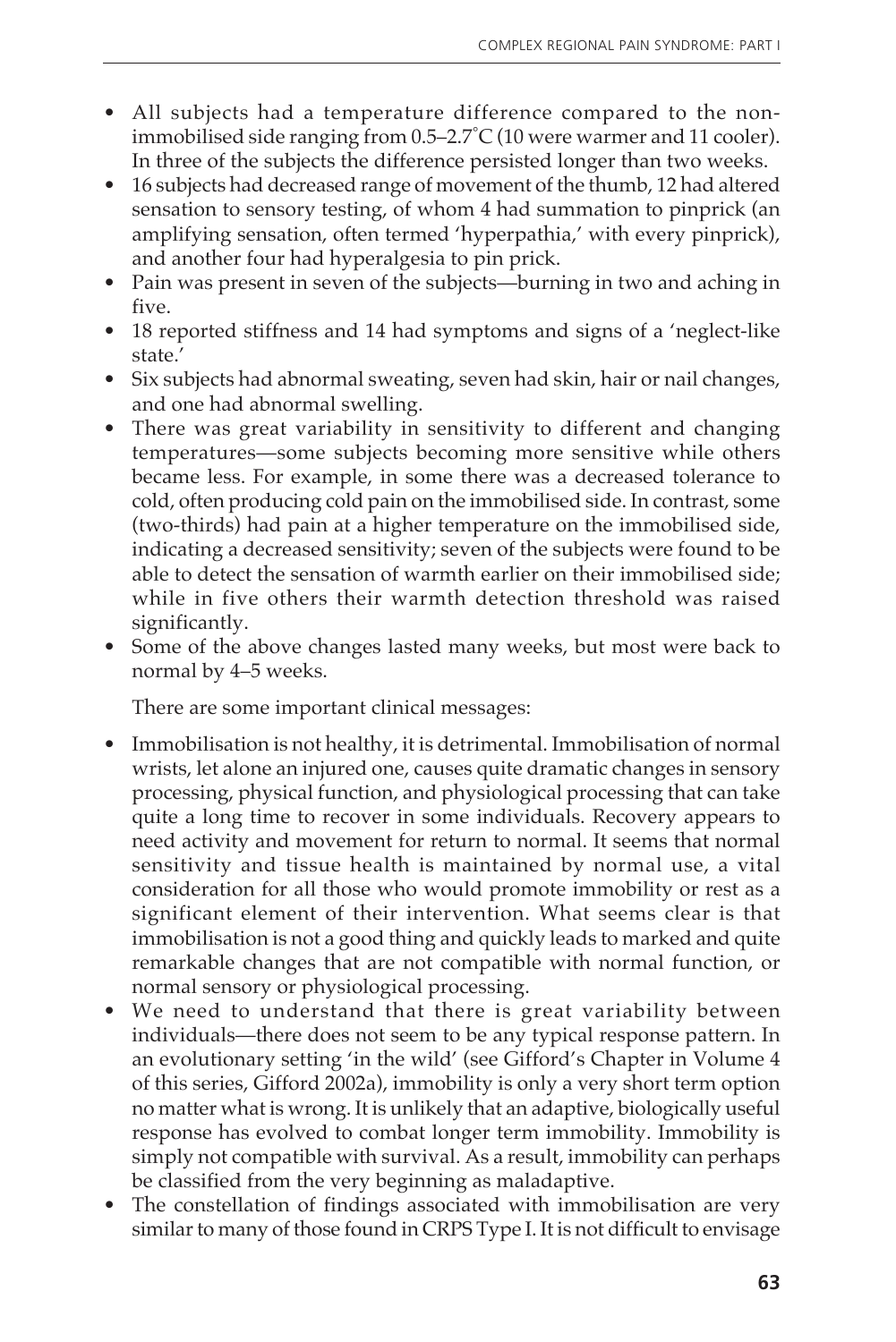- All subjects had a temperature difference compared to the non-immobilised side ranging from 0.5–2.7˚C (10 were warmer and 11 cooler). In three of the subjects the difference persisted longer than two weeks.
- 16 subjects had decreased range of movement of the thumb, 12 had altered sensation to sensory testing, of whom 4 had summation to pinprick (an amplifying sensation, often termed 'hyperpathia,' with every pinprick), and another four had hyperalgesia to pin prick.
- Pain was present in seven of the subjects—burning in two and aching in five.
- 18 reported stiffness and 14 had symptoms and signs of a 'neglect-like state.'
- Six subjects had abnormal sweating, seven had skin, hair or nail changes, and one had abnormal swelling.
- There was great variability in sensitivity to different and changing temperatures—some subjects becoming more sensitive while others became less. For example, in some there was a decreased tolerance to cold, often producing cold pain on the immobilised side. In contrast, some (two-thirds) had pain at a higher temperature on the immobilised side, indicating a decreased sensitivity; seven of the subjects were found to be able to detect the sensation of warmth earlier on their immobilised side; while in five others their warmth detection threshold was raised significantly.
- Some of the above changes lasted many weeks, but most were back to normal by 4–5 weeks.

There are some important clinical messages:

- Immobilisation is not healthy, it is detrimental. Immobilisation of normal wrists, let alone an injured one, causes quite dramatic changes in sensory processing, physical function, and physiological processing that can take quite a long time to recover in some individuals. Recovery appears to need activity and movement for return to normal. It seems that normal sensitivity and tissue health is maintained by normal use, a vital consideration for all those who would promote immobility or rest as a significant element of their intervention. What seems clear is that immobilisation is not a good thing and quickly leads to marked and quite remarkable changes that are not compatible with normal function, or normal sensory or physiological processing.
- We need to understand that there is great variability between individuals—there does not seem to be any typical response pattern. In an evolutionary setting 'in the wild' (see Gifford's Chapter in Volume 4 of this series, Gifford 2002a), immobility is only a very short term option no matter what is wrong. It is unlikely that an adaptive, biologically useful response has evolved to combat longer term immobility. Immobility is simply not compatible with survival. As a result, immobility can perhaps be classified from the very beginning as maladaptive.
- The constellation of findings associated with immobilisation are very similar to many of those found in CRPS Type I. It is not difficult to envisage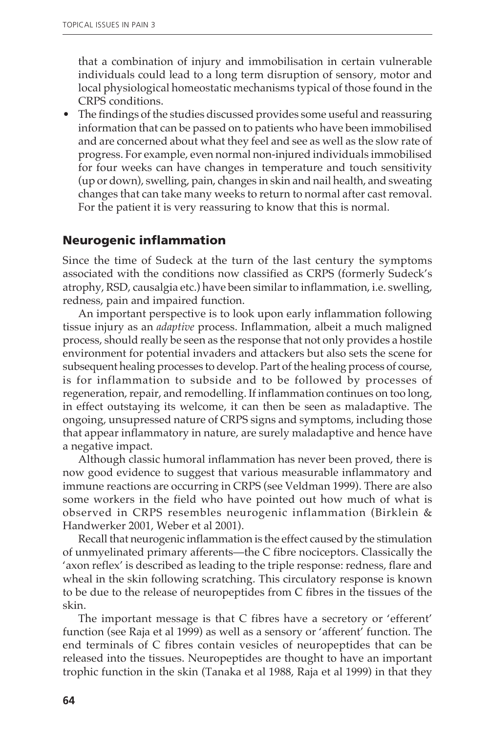that a combination of injury and immobilisation in certain vulnerable individuals could lead to a long term disruption of sensory, motor and local physiological homeostatic mechanisms typical of those found in the CRPS conditions.

- The findings of the studies discussed provides some useful and reassuring information that can be passed on to patients who have been immobilised and are concerned about what they feel and see as well as the slow rate of progress. For example, even normal non-injured individuals immobilised for four weeks can have changes in temperature and touch sensitivity (up or down), swelling, pain, changes in skin and nail health, and sweating changes that can take many weeks to return to normal after cast removal. For the patient it is very reassuring to know that this is normal.

## Neurogenic inflammation

Since the time of Sudeck at the turn of the last century the symptoms associated with the conditions now classified as CRPS (formerly Sudeck's atrophy, RSD, causalgia etc.) have been similar to inflammation, i.e. swelling, redness, pain and impaired function.

An important perspective is to look upon early inflammation following tissue injury as an *adaptive* process. Inflammation, albeit a much maligned process, should really be seen as the response that not only provides a hostile environment for potential invaders and attackers but also sets the scene for subsequent healing processes to develop. Part of the healing process of course, is for inflammation to subside and to be followed by processes of regeneration, repair, and remodelling. If inflammation continues on too long, in effect outstaying its welcome, it can then be seen as maladaptive. The ongoing, unsupressed nature of CRPS signs and symptoms, including those that appear inflammatory in nature, are surely maladaptive and hence have a negative impact.

Although classic humoral inflammation has never been proved, there is now good evidence to suggest that various measurable inflammatory and immune reactions are occurring in CRPS (see Veldman 1999). There are also some workers in the field who have pointed out how much of what is observed in CRPS resembles neurogenic inflammation (Birklein & Handwerker 2001, Weber et al 2001).

Recall that neurogenic inflammation is the effect caused by the stimulation of unmyelinated primary afferents—the C fibre nociceptors. Classically the 'axon reflex' is described as leading to the triple response: redness, flare and wheal in the skin following scratching. This circulatory response is known to be due to the release of neuropeptides from C fibres in the tissues of the skin.

The important message is that C fibres have a secretory or 'efferent' function (see Raja et al 1999) as well as a sensory or 'afferent' function. The end terminals of C fibres contain vesicles of neuropeptides that can be released into the tissues. Neuropeptides are thought to have an important trophic function in the skin (Tanaka et al 1988, Raja et al 1999) in that they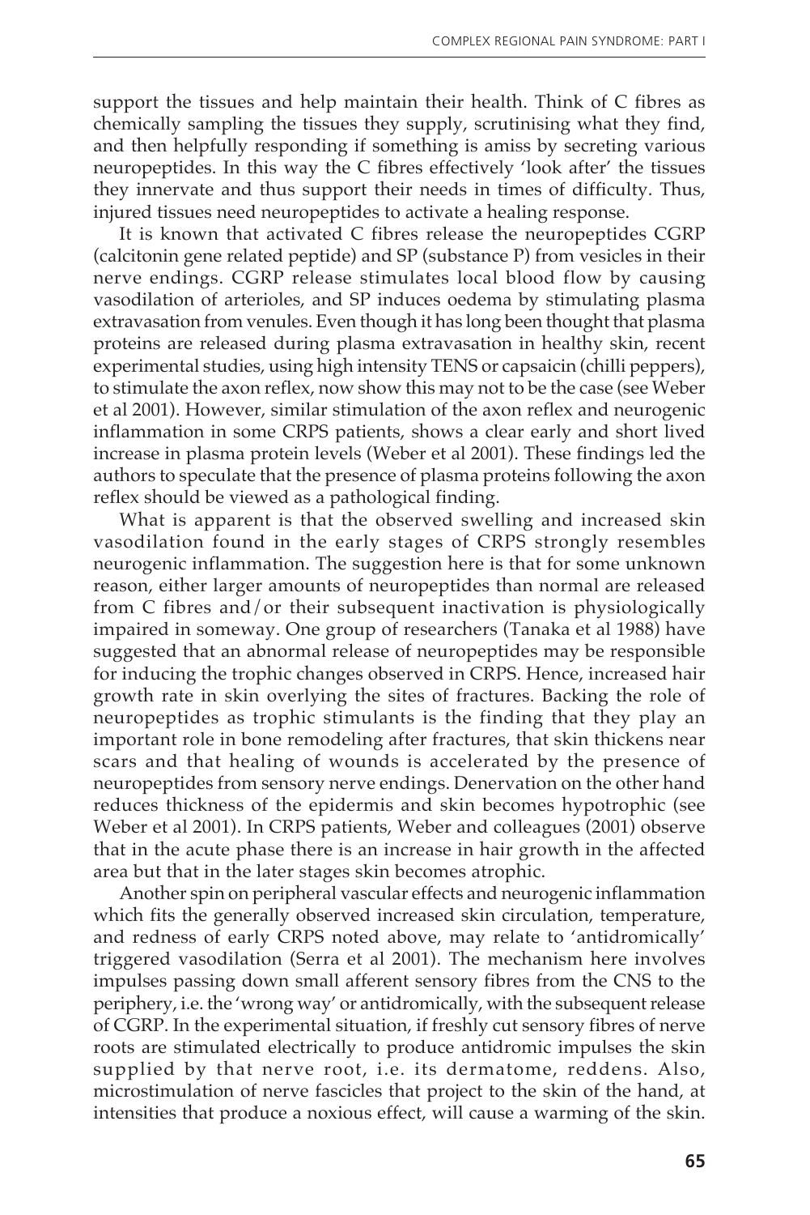support the tissues and help maintain their health. Think of C fibres as chemically sampling the tissues they supply, scrutinising what they find, and then helpfully responding if something is amiss by secreting various neuropeptides. In this way the C fibres effectively 'look after' the tissues they innervate and thus support their needs in times of difficulty. Thus, injured tissues need neuropeptides to activate a healing response.

It is known that activated C fibres release the neuropeptides CGRP (calcitonin gene related peptide) and SP (substance P) from vesicles in their nerve endings. CGRP release stimulates local blood flow by causing vasodilation of arterioles, and SP induces oedema by stimulating plasma extravasation from venules. Even though it has long been thought that plasma proteins are released during plasma extravasation in healthy skin, recent experimental studies, using high intensity TENS or capsaicin (chilli peppers), to stimulate the axon reflex, now show this may not to be the case (see Weber et al 2001). However, similar stimulation of the axon reflex and neurogenic inflammation in some CRPS patients, shows a clear early and short lived increase in plasma protein levels (Weber et al 2001). These findings led the authors to speculate that the presence of plasma proteins following the axon reflex should be viewed as a pathological finding.

What is apparent is that the observed swelling and increased skin vasodilation found in the early stages of CRPS strongly resembles neurogenic inflammation. The suggestion here is that for some unknown reason, either larger amounts of neuropeptides than normal are released from C fibres and/or their subsequent inactivation is physiologically impaired in someway. One group of researchers (Tanaka et al 1988) have suggested that an abnormal release of neuropeptides may be responsible for inducing the trophic changes observed in CRPS. Hence, increased hair growth rate in skin overlying the sites of fractures. Backing the role of neuropeptides as trophic stimulants is the finding that they play an important role in bone remodeling after fractures, that skin thickens near scars and that healing of wounds is accelerated by the presence of neuropeptides from sensory nerve endings. Denervation on the other hand reduces thickness of the epidermis and skin becomes hypotrophic (see Weber et al 2001). In CRPS patients, Weber and colleagues (2001) observe that in the acute phase there is an increase in hair growth in the affected area but that in the later stages skin becomes atrophic.

Another spin on peripheral vascular effects and neurogenic inflammation which fits the generally observed increased skin circulation, temperature, and redness of early CRPS noted above, may relate to 'antidromically' triggered vasodilation (Serra et al 2001). The mechanism here involves impulses passing down small afferent sensory fibres from the CNS to the periphery, i.e. the 'wrong way' or antidromically, with the subsequent release of CGRP. In the experimental situation, if freshly cut sensory fibres of nerve roots are stimulated electrically to produce antidromic impulses the skin supplied by that nerve root, i.e. its dermatome, reddens. Also, microstimulation of nerve fascicles that project to the skin of the hand, at intensities that produce a noxious effect, will cause a warming of the skin.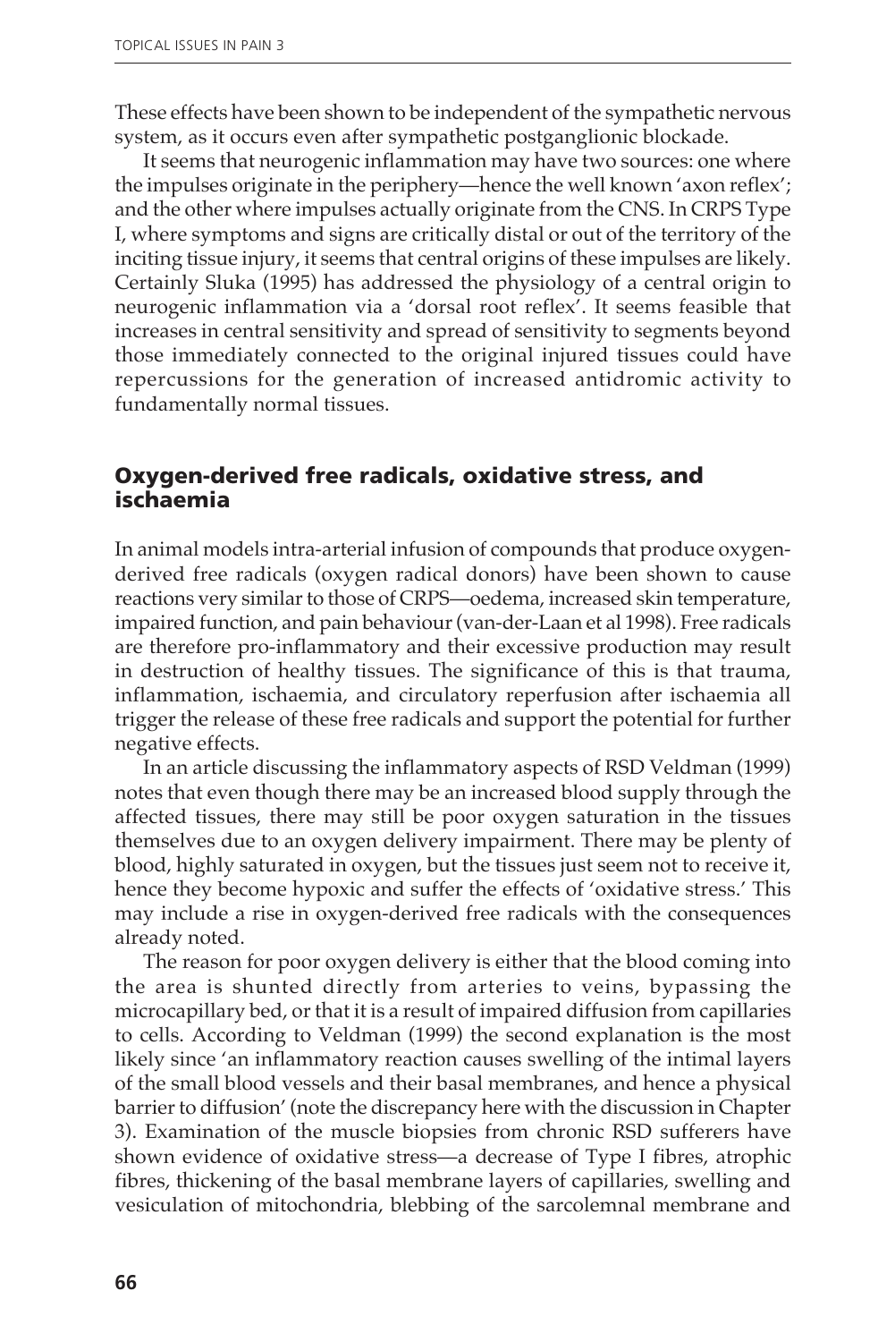These effects have been shown to be independent of the sympathetic nervous system, as it occurs even after sympathetic postganglionic blockade.

It seems that neurogenic inflammation may have two sources: one where the impulses originate in the periphery—hence the well known 'axon reflex'; and the other where impulses actually originate from the CNS. In CRPS Type I, where symptoms and signs are critically distal or out of the territory of the inciting tissue injury, it seems that central origins of these impulses are likely. Certainly Sluka (1995) has addressed the physiology of a central origin to neurogenic inflammation via a 'dorsal root reflex'. It seems feasible that increases in central sensitivity and spread of sensitivity to segments beyond those immediately connected to the original injured tissues could have repercussions for the generation of increased antidromic activity to fundamentally normal tissues.

## Oxygen-derived free radicals, oxidative stress, and ischaemia

In animal models intra-arterial infusion of compounds that produce oxygen-derived free radicals (oxygen radical donors) have been shown to cause reactions very similar to those of CRPS—oedema, increased skin temperature, impaired function, and pain behaviour (van-der-Laan et al 1998). Free radicals are therefore pro-inflammatory and their excessive production may result in destruction of healthy tissues. The significance of this is that trauma, inflammation, ischaemia, and circulatory reperfusion after ischaemia all trigger the release of these free radicals and support the potential for further negative effects.

In an article discussing the inflammatory aspects of RSD Veldman (1999) notes that even though there may be an increased blood supply through the affected tissues, there may still be poor oxygen saturation in the tissues themselves due to an oxygen delivery impairment. There may be plenty of blood, highly saturated in oxygen, but the tissues just seem not to receive it, hence they become hypoxic and suffer the effects of 'oxidative stress.' This may include a rise in oxygen-derived free radicals with the consequences already noted.

The reason for poor oxygen delivery is either that the blood coming into the area is shunted directly from arteries to veins, bypassing the microcapillary bed, or that it is a result of impaired diffusion from capillaries to cells. According to Veldman (1999) the second explanation is the most likely since 'an inflammatory reaction causes swelling of the intimal layers of the small blood vessels and their basal membranes, and hence a physical barrier to diffusion' (note the discrepancy here with the discussion in Chapter 3). Examination of the muscle biopsies from chronic RSD sufferers have shown evidence of oxidative stress—a decrease of Type I fibres, atrophic fibres, thickening of the basal membrane layers of capillaries, swelling and vesiculation of mitochondria, blebbing of the sarcolemnal membrane and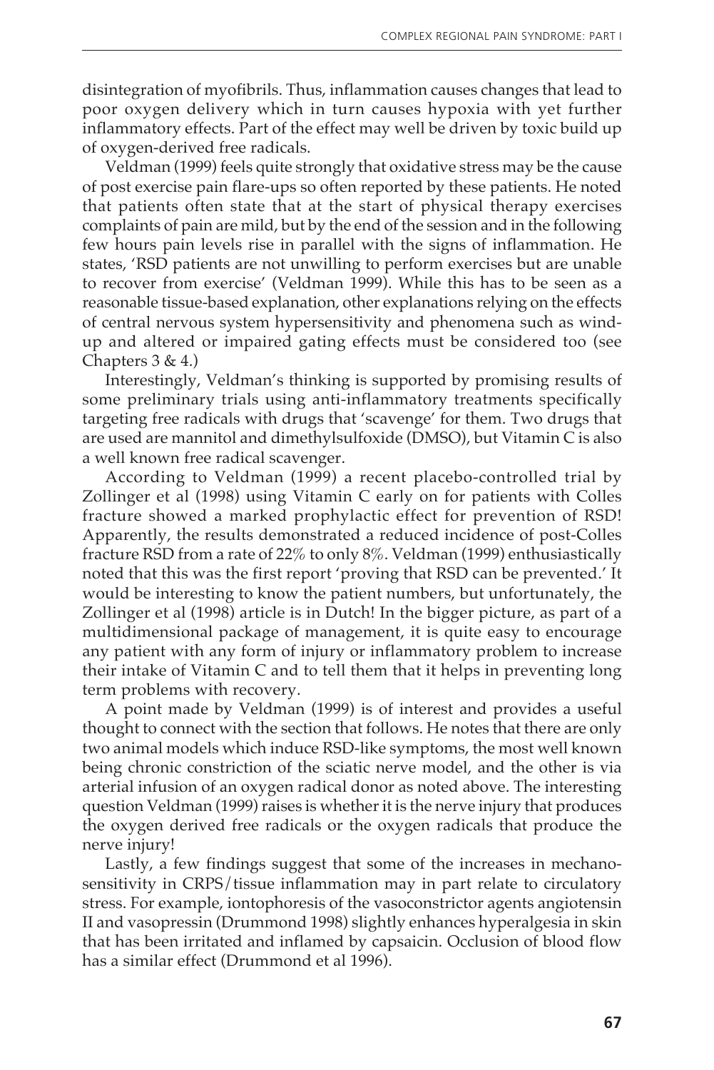disintegration of myofibrils. Thus, inflammation causes changes that lead to poor oxygen delivery which in turn causes hypoxia with yet further inflammatory effects. Part of the effect may well be driven by toxic build up of oxygen-derived free radicals.

Veldman (1999) feels quite strongly that oxidative stress may be the cause of post exercise pain flare-ups so often reported by these patients. He noted that patients often state that at the start of physical therapy exercises complaints of pain are mild, but by the end of the session and in the following few hours pain levels rise in parallel with the signs of inflammation. He states, 'RSD patients are not unwilling to perform exercises but are unable to recover from exercise' (Veldman 1999). While this has to be seen as a reasonable tissue-based explanation, other explanations relying on the effects of central nervous system hypersensitivity and phenomena such as wind-up and altered or impaired gating effects must be considered too (see Chapters 3 & 4.)

Interestingly, Veldman's thinking is supported by promising results of some preliminary trials using anti-inflammatory treatments specifically targeting free radicals with drugs that 'scavenge' for them. Two drugs that are used are mannitol and dimethylsulfoxide (DMSO), but Vitamin C is also a well known free radical scavenger.

According to Veldman (1999) a recent placebo-controlled trial by Zollinger et al (1998) using Vitamin C early on for patients with Colles fracture showed a marked prophylactic effect for prevention of RSD! Apparently, the results demonstrated a reduced incidence of post-Colles fracture RSD from a rate of 22% to only 8%. Veldman (1999) enthusiastically noted that this was the first report 'proving that RSD can be prevented.' It would be interesting to know the patient numbers, but unfortunately, the Zollinger et al (1998) article is in Dutch! In the bigger picture, as part of a multidimensional package of management, it is quite easy to encourage any patient with any form of injury or inflammatory problem to increase their intake of Vitamin C and to tell them that it helps in preventing long term problems with recovery.

A point made by Veldman (1999) is of interest and provides a useful thought to connect with the section that follows. He notes that there are only two animal models which induce RSD-like symptoms, the most well known being chronic constriction of the sciatic nerve model, and the other is via arterial infusion of an oxygen radical donor as noted above. The interesting question Veldman (1999) raises is whether it is the nerve injury that produces the oxygen derived free radicals or the oxygen radicals that produce the nerve injury!

Lastly, a few findings suggest that some of the increases in mechanosensitivity in CRPS/tissue inflammation may in part relate to circulatory stress. For example, iontophoresis of the vasoconstrictor agents angiotensin II and vasopressin (Drummond 1998) slightly enhances hyperalgesia in skin that has been irritated and inflamed by capsaicin. Occlusion of blood flow has a similar effect (Drummond et al 1996).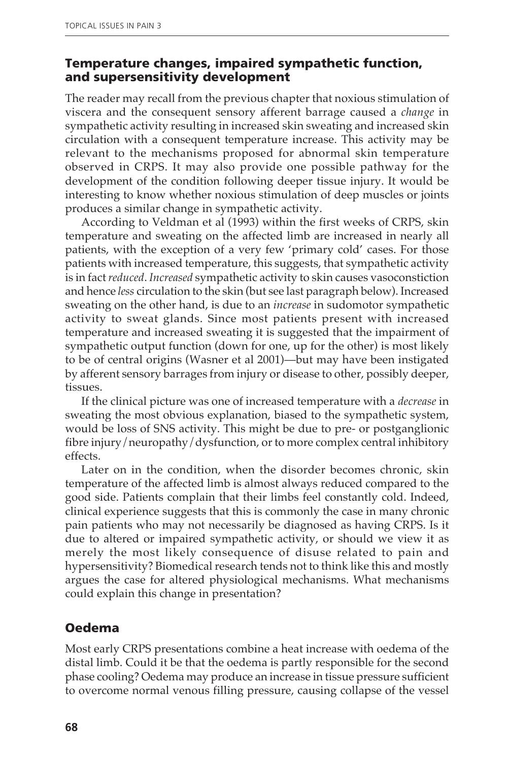## Temperature changes, impaired sympathetic function, and supersensitivity development

The reader may recall from the previous chapter that noxious stimulation of viscera and the consequent sensory afferent barrage caused a *change* in sympathetic activity resulting in increased skin sweating and increased skin circulation with a consequent temperature increase. This activity may be relevant to the mechanisms proposed for abnormal skin temperature observed in CRPS. It may also provide one possible pathway for the development of the condition following deeper tissue injury. It would be interesting to know whether noxious stimulation of deep muscles or joints produces a similar change in sympathetic activity.

According to Veldman et al (1993) within the first weeks of CRPS, skin temperature and sweating on the affected limb are increased in nearly all patients, with the exception of a very few 'primary cold' cases. For those patients with increased temperature, this suggests, that sympathetic activity is in fact *reduced*. *Increased* sympathetic activity to skin causes vasoconstiction and hence *less* circulation to the skin (but see last paragraph below). Increased sweating on the other hand, is due to an *increase* in sudomotor sympathetic activity to sweat glands. Since most patients present with increased temperature and increased sweating it is suggested that the impairment of sympathetic output function (down for one, up for the other) is most likely to be of central origins (Wasner et al 2001)—but may have been instigated by afferent sensory barrages from injury or disease to other, possibly deeper, tissues.

If the clinical picture was one of increased temperature with a *decrease* in sweating the most obvious explanation, biased to the sympathetic system, would be loss of SNS activity. This might be due to pre- or postganglionic fibre injury/neuropathy/dysfunction, or to more complex central inhibitory effects.

Later on in the condition, when the disorder becomes chronic, skin temperature of the affected limb is almost always reduced compared to the good side. Patients complain that their limbs feel constantly cold. Indeed, clinical experience suggests that this is commonly the case in many chronic pain patients who may not necessarily be diagnosed as having CRPS. Is it due to altered or impaired sympathetic activity, or should we view it as merely the most likely consequence of disuse related to pain and hypersensitivity? Biomedical research tends not to think like this and mostly argues the case for altered physiological mechanisms. What mechanisms could explain this change in presentation?

## Oedema

Most early CRPS presentations combine a heat increase with oedema of the distal limb. Could it be that the oedema is partly responsible for the second phase cooling? Oedema may produce an increase in tissue pressure sufficient to overcome normal venous filling pressure, causing collapse of the vessel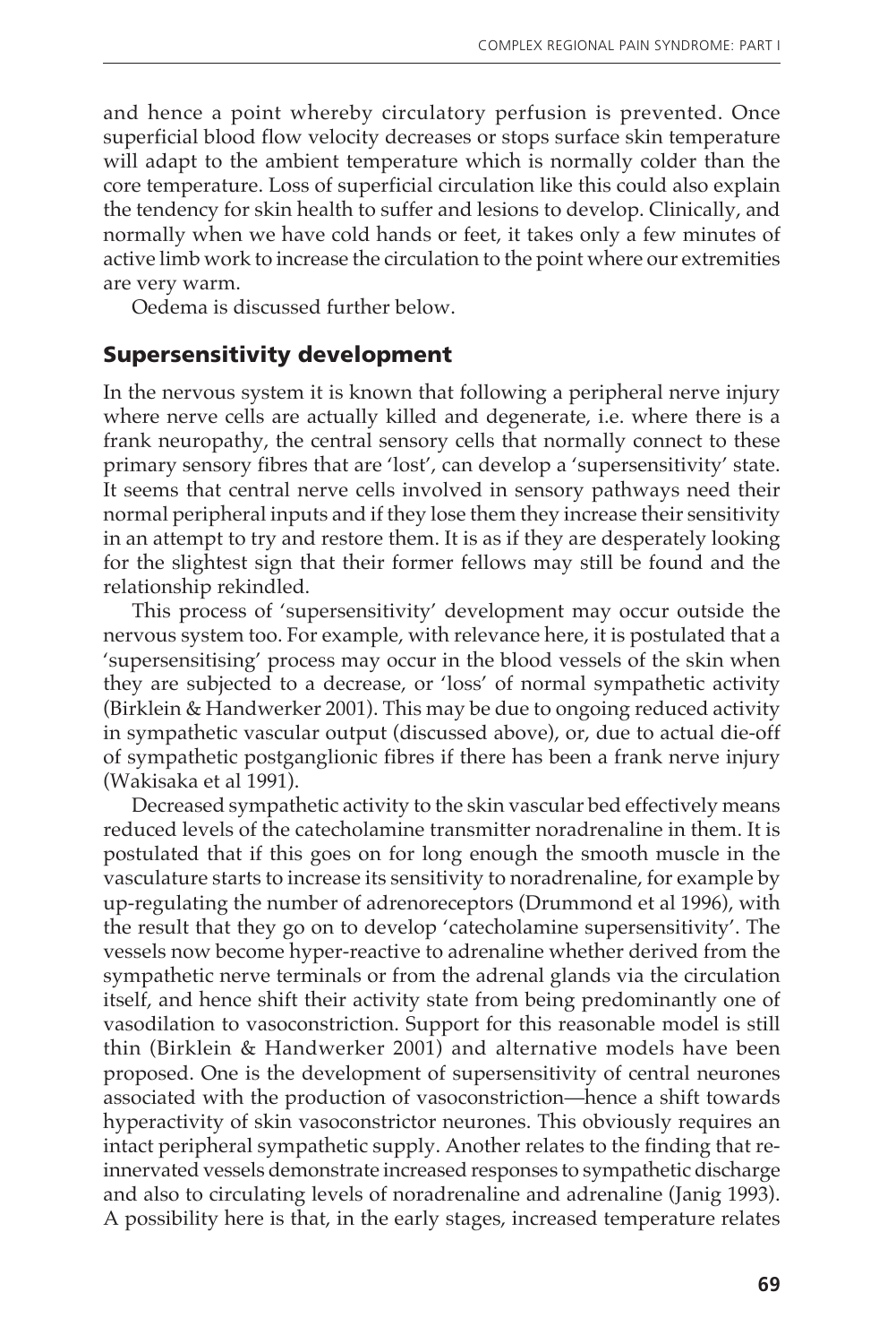and hence a point whereby circulatory perfusion is prevented. Once superficial blood flow velocity decreases or stops surface skin temperature will adapt to the ambient temperature which is normally colder than the core temperature. Loss of superficial circulation like this could also explain the tendency for skin health to suffer and lesions to develop. Clinically, and normally when we have cold hands or feet, it takes only a few minutes of active limb work to increase the circulation to the point where our extremities are very warm.

Oedema is discussed further below.

## Supersensitivity development

In the nervous system it is known that following a peripheral nerve injury where nerve cells are actually killed and degenerate, i.e. where there is a frank neuropathy, the central sensory cells that normally connect to these primary sensory fibres that are 'lost', can develop a 'supersensitivity' state. It seems that central nerve cells involved in sensory pathways need their normal peripheral inputs and if they lose them they increase their sensitivity in an attempt to try and restore them. It is as if they are desperately looking for the slightest sign that their former fellows may still be found and the relationship rekindled.

This process of 'supersensitivity' development may occur outside the nervous system too. For example, with relevance here, it is postulated that a 'supersensitising' process may occur in the blood vessels of the skin when they are subjected to a decrease, or 'loss' of normal sympathetic activity (Birklein & Handwerker 2001). This may be due to ongoing reduced activity in sympathetic vascular output (discussed above), or, due to actual die-off of sympathetic postganglionic fibres if there has been a frank nerve injury (Wakisaka et al 1991).

Decreased sympathetic activity to the skin vascular bed effectively means reduced levels of the catecholamine transmitter noradrenaline in them. It is postulated that if this goes on for long enough the smooth muscle in the vasculature starts to increase its sensitivity to noradrenaline, for example by up-regulating the number of adrenoreceptors (Drummond et al 1996), with the result that they go on to develop 'catecholamine supersensitivity'. The vessels now become hyper-reactive to adrenaline whether derived from the sympathetic nerve terminals or from the adrenal glands via the circulation itself, and hence shift their activity state from being predominantly one of vasodilation to vasoconstriction. Support for this reasonable model is still thin (Birklein & Handwerker 2001) and alternative models have been proposed. One is the development of supersensitivity of central neurones associated with the production of vasoconstriction—hence a shift towards hyperactivity of skin vasoconstrictor neurones. This obviously requires an intact peripheral sympathetic supply. Another relates to the finding that re-innervated vessels demonstrate increased responses to sympathetic discharge and also to circulating levels of noradrenaline and adrenaline (Janig 1993). A possibility here is that, in the early stages, increased temperature relates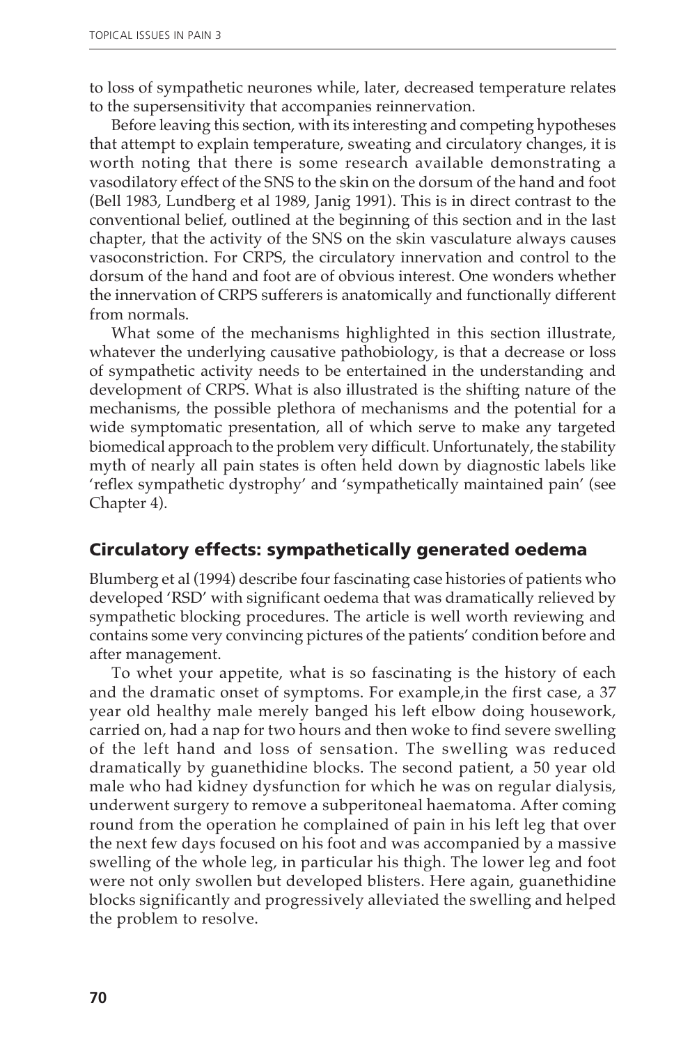to loss of sympathetic neurones while, later, decreased temperature relates to the supersensitivity that accompanies reinnervation.

Before leaving this section, with its interesting and competing hypotheses that attempt to explain temperature, sweating and circulatory changes, it is worth noting that there is some research available demonstrating a vasodilatory effect of the SNS to the skin on the dorsum of the hand and foot (Bell 1983, Lundberg et al 1989, Janig 1991). This is in direct contrast to the conventional belief, outlined at the beginning of this section and in the last chapter, that the activity of the SNS on the skin vasculature always causes vasoconstriction. For CRPS, the circulatory innervation and control to the dorsum of the hand and foot are of obvious interest. One wonders whether the innervation of CRPS sufferers is anatomically and functionally different from normals.

What some of the mechanisms highlighted in this section illustrate, whatever the underlying causative pathobiology, is that a decrease or loss of sympathetic activity needs to be entertained in the understanding and development of CRPS. What is also illustrated is the shifting nature of the mechanisms, the possible plethora of mechanisms and the potential for a wide symptomatic presentation, all of which serve to make any targeted biomedical approach to the problem very difficult. Unfortunately, the stability myth of nearly all pain states is often held down by diagnostic labels like 'reflex sympathetic dystrophy' and 'sympathetically maintained pain' (see Chapter 4).

## Circulatory effects: sympathetically generated oedema

Blumberg et al (1994) describe four fascinating case histories of patients who developed 'RSD' with significant oedema that was dramatically relieved by sympathetic blocking procedures. The article is well worth reviewing and contains some very convincing pictures of the patients' condition before and after management.

To whet your appetite, what is so fascinating is the history of each and the dramatic onset of symptoms. For example,in the first case, a 37 year old healthy male merely banged his left elbow doing housework, carried on, had a nap for two hours and then woke to find severe swelling of the left hand and loss of sensation. The swelling was reduced dramatically by guanethidine blocks. The second patient, a 50 year old male who had kidney dysfunction for which he was on regular dialysis, underwent surgery to remove a subperitoneal haematoma. After coming round from the operation he complained of pain in his left leg that over the next few days focused on his foot and was accompanied by a massive swelling of the whole leg, in particular his thigh. The lower leg and foot were not only swollen but developed blisters. Here again, guanethidine blocks significantly and progressively alleviated the swelling and helped the problem to resolve.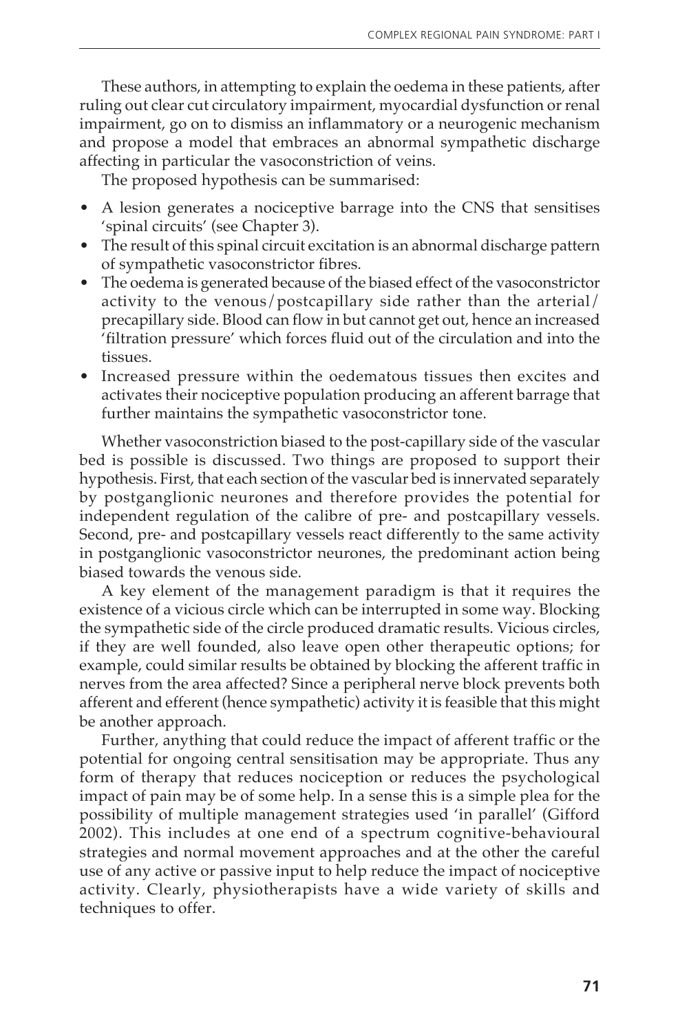These authors, in attempting to explain the oedema in these patients, after ruling out clear cut circulatory impairment, myocardial dysfunction or renal impairment, go on to dismiss an inflammatory or a neurogenic mechanism and propose a model that embraces an abnormal sympathetic discharge affecting in particular the vasoconstriction of veins.

The proposed hypothesis can be summarised:

- A lesion generates a nociceptive barrage into the CNS that sensitises 'spinal circuits' (see Chapter 3).
- The result of this spinal circuit excitation is an abnormal discharge pattern of sympathetic vasoconstrictor fibres.
- The oedema is generated because of the biased effect of the vasoconstrictor activity to the venous/postcapillary side rather than the arterial/precapillary side. Blood can flow in but cannot get out, hence an increased 'filtration pressure' which forces fluid out of the circulation and into the tissues.
- Increased pressure within the oedematous tissues then excites and activates their nociceptive population producing an afferent barrage that further maintains the sympathetic vasoconstrictor tone.

Whether vasoconstriction biased to the post-capillary side of the vascular bed is possible is discussed. Two things are proposed to support their hypothesis. First, that each section of the vascular bed is innervated separately by postganglionic neurones and therefore provides the potential for independent regulation of the calibre of pre- and postcapillary vessels. Second, pre- and postcapillary vessels react differently to the same activity in postganglionic vasoconstrictor neurones, the predominant action being biased towards the venous side.

A key element of the management paradigm is that it requires the existence of a vicious circle which can be interrupted in some way. Blocking the sympathetic side of the circle produced dramatic results. Vicious circles, if they are well founded, also leave open other therapeutic options; for example, could similar results be obtained by blocking the afferent traffic in nerves from the area affected? Since a peripheral nerve block prevents both afferent and efferent (hence sympathetic) activity it is feasible that this might be another approach.

Further, anything that could reduce the impact of afferent traffic or the potential for ongoing central sensitisation may be appropriate. Thus any form of therapy that reduces nociception or reduces the psychological impact of pain may be of some help. In a sense this is a simple plea for the possibility of multiple management strategies used 'in parallel' (Gifford 2002). This includes at one end of a spectrum cognitive-behavioural strategies and normal movement approaches and at the other the careful use of any active or passive input to help reduce the impact of nociceptive activity. Clearly, physiotherapists have a wide variety of skills and techniques to offer.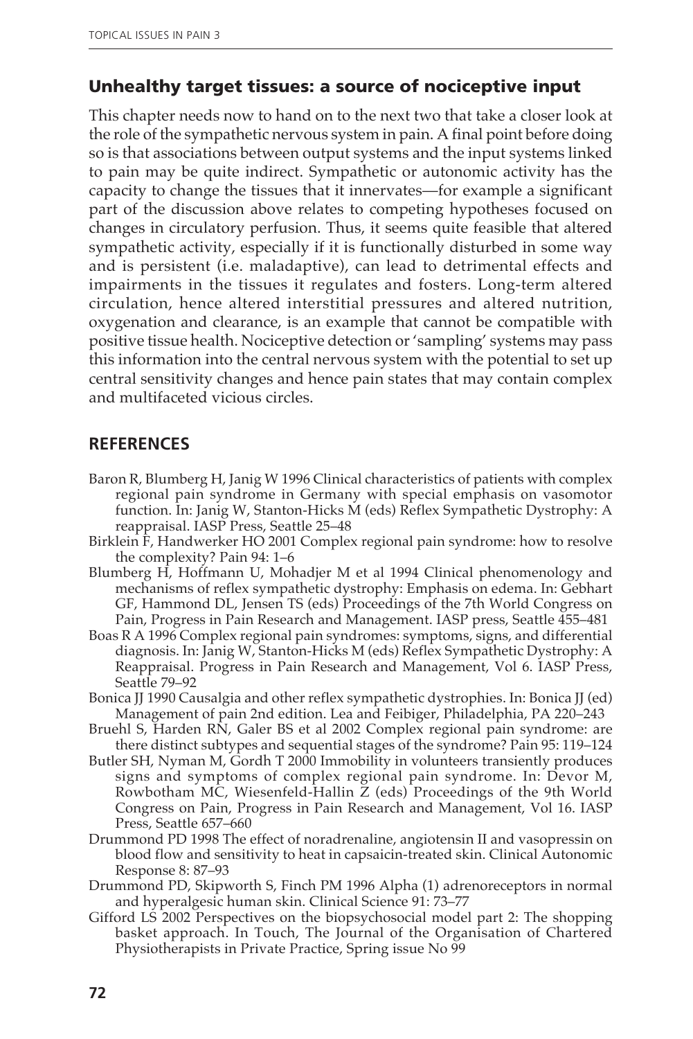## Unhealthy target tissues: a source of nociceptive input

This chapter needs now to hand on to the next two that take a closer look at the role of the sympathetic nervous system in pain. A final point before doing so is that associations between output systems and the input systems linked to pain may be quite indirect. Sympathetic or autonomic activity has the capacity to change the tissues that it innervates—for example a significant part of the discussion above relates to competing hypotheses focused on changes in circulatory perfusion. Thus, it seems quite feasible that altered sympathetic activity, especially if it is functionally disturbed in some way and is persistent (i.e. maladaptive), can lead to detrimental effects and impairments in the tissues it regulates and fosters. Long-term altered circulation, hence altered interstitial pressures and altered nutrition, oxygenation and clearance, is an example that cannot be compatible with positive tissue health. Nociceptive detection or 'sampling' systems may pass this information into the central nervous system with the potential to set up central sensitivity changes and hence pain states that may contain complex and multifaceted vicious circles.

## REFERENCES

Baron R, Blumberg H, Janig W 1996 Clinical characteristics of patients with complex regional pain syndrome in Germany with special emphasis on vasomotor function. In: Janig W, Stanton-Hicks M (eds) Reflex Sympathetic Dystrophy: A reappraisal. IASP Press, Seattle 25–48

Birklein F, Handwerker HO 2001 Complex regional pain syndrome: how to resolve the complexity? Pain 94: 1–6

Blumberg H, Hoffmann U, Mohadjer M et al 1994 Clinical phenomenology and mechanisms of reflex sympathetic dystrophy: Emphasis on edema. In: Gebhart GF, Hammond DL, Jensen TS (eds) Proceedings of the 7th World Congress on Pain, Progress in Pain Research and Management. IASP press, Seattle 455–481

Boas R A 1996 Complex regional pain syndromes: symptoms, signs, and differential diagnosis. In: Janig W, Stanton-Hicks M (eds) Reflex Sympathetic Dystrophy: A Reappraisal. Progress in Pain Research and Management, Vol 6. IASP Press, Seattle 79–92

Bonica JJ 1990 Causalgia and other reflex sympathetic dystrophies. In: Bonica JJ (ed) Management of pain 2nd edition. Lea and Feibiger, Philadelphia, PA 220–243

Bruehl S, Harden RN, Galer BS et al 2002 Complex regional pain syndrome: are there distinct subtypes and sequential stages of the syndrome? Pain 95: 119–124

Butler SH, Nyman M, Gordh T 2000 Immobility in volunteers transiently produces signs and symptoms of complex regional pain syndrome. In: Devor M, Rowbotham MC, Wiesenfeld-Hallin Z (eds) Proceedings of the 9th World Congress on Pain, Progress in Pain Research and Management, Vol 16. IASP Press, Seattle 657–660

Drummond PD 1998 The effect of noradrenaline, angiotensin II and vasopressin on blood flow and sensitivity to heat in capsaicin-treated skin. Clinical Autonomic Response 8: 87–93

Drummond PD, Skipworth S, Finch PM 1996 Alpha (1) adrenoreceptors in normal and hyperalgesic human skin. Clinical Science 91: 73–77

Gifford LS 2002 Perspectives on the biopsychosocial model part 2: The shopping basket approach. In Touch, The Journal of the Organisation of Chartered Physiotherapists in Private Practice, Spring issue No 99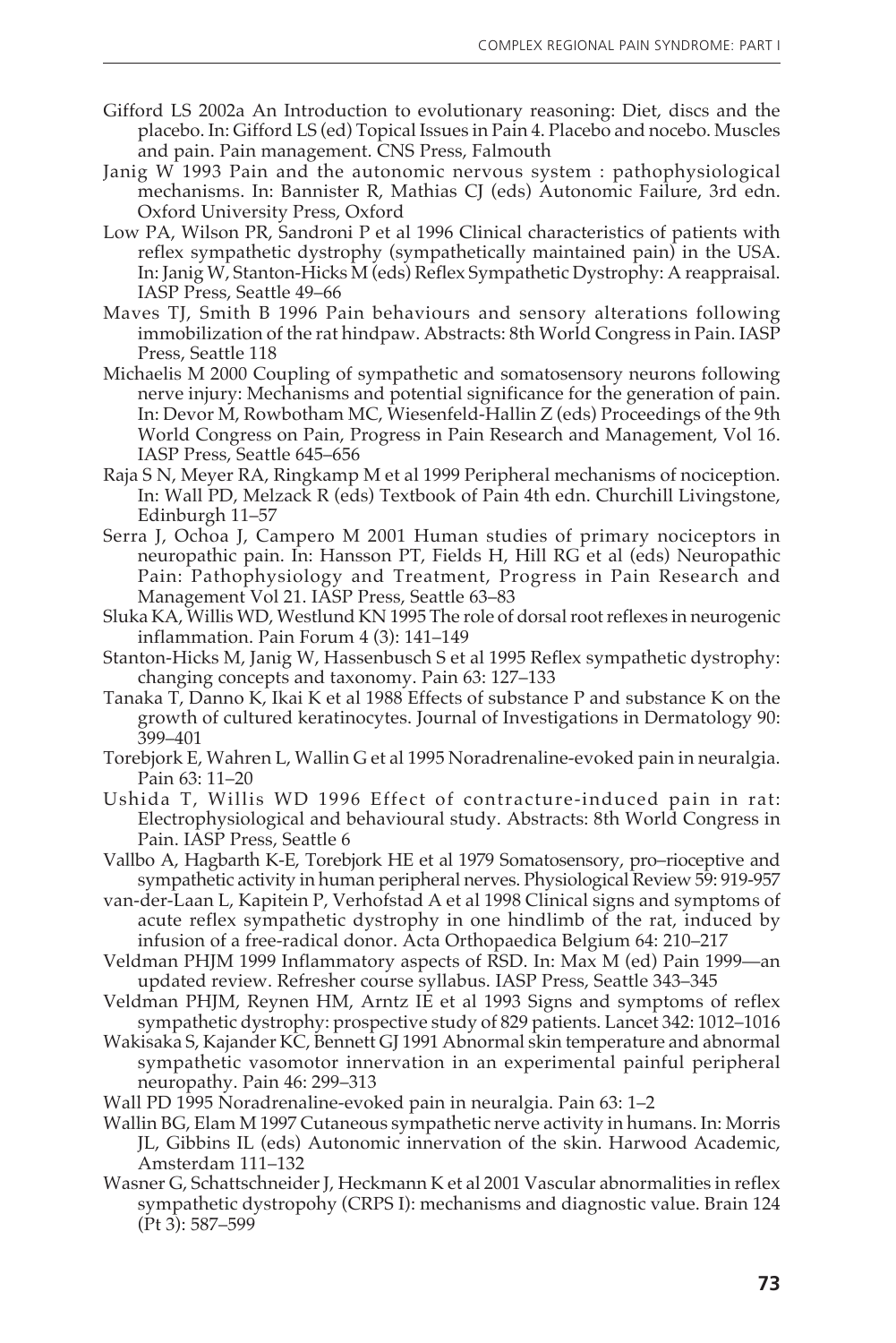Gifford LS 2002a An Introduction to evolutionary reasoning: Diet, discs and the placebo. In: Gifford LS (ed) Topical Issues in Pain 4. Placebo and nocebo. Muscles and pain. Pain management. CNS Press, Falmouth

Janig W 1993 Pain and the autonomic nervous system : pathophysiological mechanisms. In: Bannister R, Mathias CJ (eds) Autonomic Failure, 3rd edn. Oxford University Press, Oxford

Low PA, Wilson PR, Sandroni P et al 1996 Clinical characteristics of patients with reflex sympathetic dystrophy (sympathetically maintained pain) in the USA. In: Janig W, Stanton-Hicks M (eds) Reflex Sympathetic Dystrophy: A reappraisal. IASP Press, Seattle 49–66

Maves TJ, Smith B 1996 Pain behaviours and sensory alterations following immobilization of the rat hindpaw. Abstracts: 8th World Congress in Pain. IASP Press, Seattle 118

Michaelis M 2000 Coupling of sympathetic and somatosensory neurons following nerve injury: Mechanisms and potential significance for the generation of pain. In: Devor M, Rowbotham MC, Wiesenfeld-Hallin Z (eds) Proceedings of the 9th World Congress on Pain, Progress in Pain Research and Management, Vol 16. IASP Press, Seattle 645–656

Raja S N, Meyer RA, Ringkamp M et al 1999 Peripheral mechanisms of nociception. In: Wall PD, Melzack R (eds) Textbook of Pain 4th edn. Churchill Livingstone, Edinburgh 11–57

Serra J, Ochoa J, Campero M 2001 Human studies of primary nociceptors in neuropathic pain. In: Hansson PT, Fields H, Hill RG et al (eds) Neuropathic Pain: Pathophysiology and Treatment, Progress in Pain Research and Management Vol 21. IASP Press, Seattle 63–83

Sluka KA, Willis WD, Westlund KN 1995 The role of dorsal root reflexes in neurogenic inflammation. Pain Forum 4 (3): 141–149

Stanton-Hicks M, Janig W, Hassenbusch S et al 1995 Reflex sympathetic dystrophy: changing concepts and taxonomy. Pain 63: 127–133

Tanaka T, Danno K, Ikai K et al 1988 Effects of substance P and substance K on the growth of cultured keratinocytes. Journal of Investigations in Dermatology 90: 399–401

Torebjork E, Wahren L, Wallin G et al 1995 Noradrenaline-evoked pain in neuralgia. Pain 63: 11–20

Ushida T, Willis WD 1996 Effect of contracture-induced pain in rat: Electrophysiological and behavioural study. Abstracts: 8th World Congress in Pain. IASP Press, Seattle 6

Vallbo A, Hagbarth K-E, Torebjork HE et al 1979 Somatosensory, pro–rioceptive and sympathetic activity in human peripheral nerves. Physiological Review 59: 919-957

van-der-Laan L, Kapitein P, Verhofstad A et al 1998 Clinical signs and symptoms of acute reflex sympathetic dystrophy in one hindlimb of the rat, induced by infusion of a free-radical donor. Acta Orthopaedica Belgium 64: 210–217

Veldman PHJM 1999 Inflammatory aspects of RSD. In: Max M (ed) Pain 1999—an updated review. Refresher course syllabus. IASP Press, Seattle 343–345

Veldman PHJM, Reynen HM, Arntz IE et al 1993 Signs and symptoms of reflex sympathetic dystrophy: prospective study of 829 patients. Lancet 342: 1012–1016

Wakisaka S, Kajander KC, Bennett GJ 1991 Abnormal skin temperature and abnormal sympathetic vasomotor innervation in an experimental painful peripheral neuropathy. Pain 46: 299–313

Wall PD 1995 Noradrenaline-evoked pain in neuralgia. Pain 63: 1–2

Wallin BG, Elam M 1997 Cutaneous sympathetic nerve activity in humans. In: Morris JL, Gibbins IL (eds) Autonomic innervation of the skin. Harwood Academic, Amsterdam 111–132

Wasner G, Schattschneider J, Heckmann K et al 2001 Vascular abnormalities in reflex sympathetic dystropohy (CRPS I): mechanisms and diagnostic value. Brain 124 (Pt 3): 587–599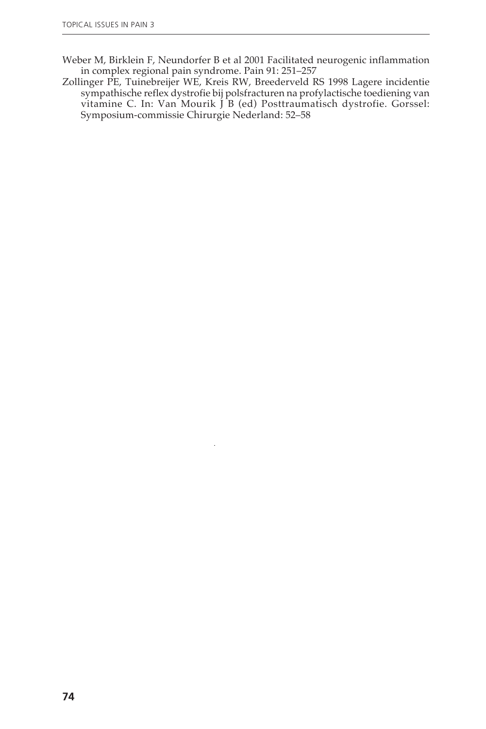Weber M, Birklein F, Neundorfer B et al 2001 Facilitated neurogenic inflammation in complex regional pain syndrome. Pain 91: 251–257

Zollinger PE, Tuinebreijer WE, Kreis RW, Breederveld RS 1998 Lagere incidentie sympathische reflex dystrofie bij polsfracturen na profylactische toediening van vitamine C. In: Van Mourik J B (ed) Posttraumatisch dystrofie. Gorssel: Symposium-commissie Chirurgie Nederland: 52–58